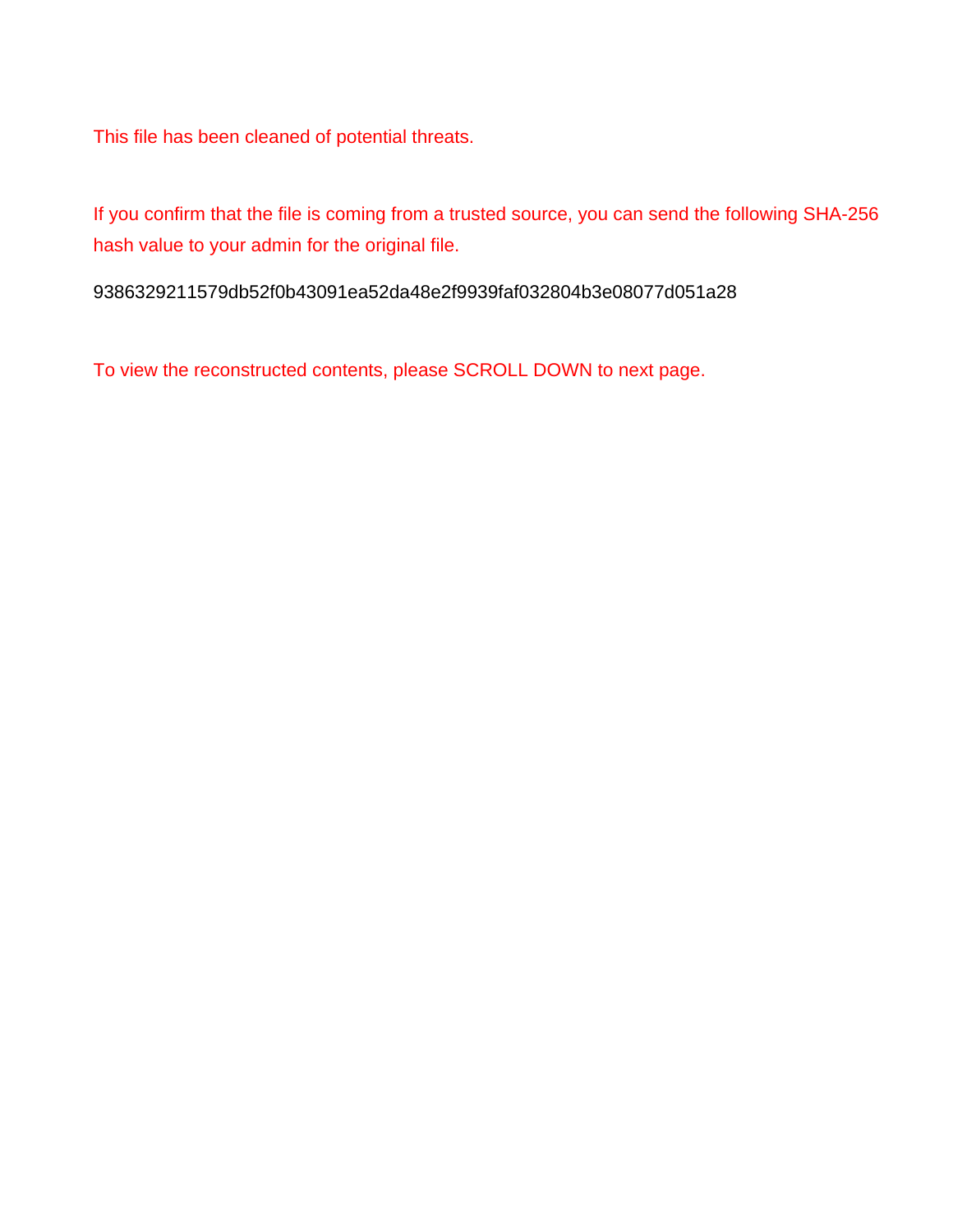This file has been cleaned of potential threats.

If you confirm that the file is coming from a trusted source, you can send the following SHA-256 hash value to your admin for the original file.

9386329211579db52f0b43091ea52da48e2f9939faf032804b3e08077d051a28

To view the reconstructed contents, please SCROLL DOWN to next page.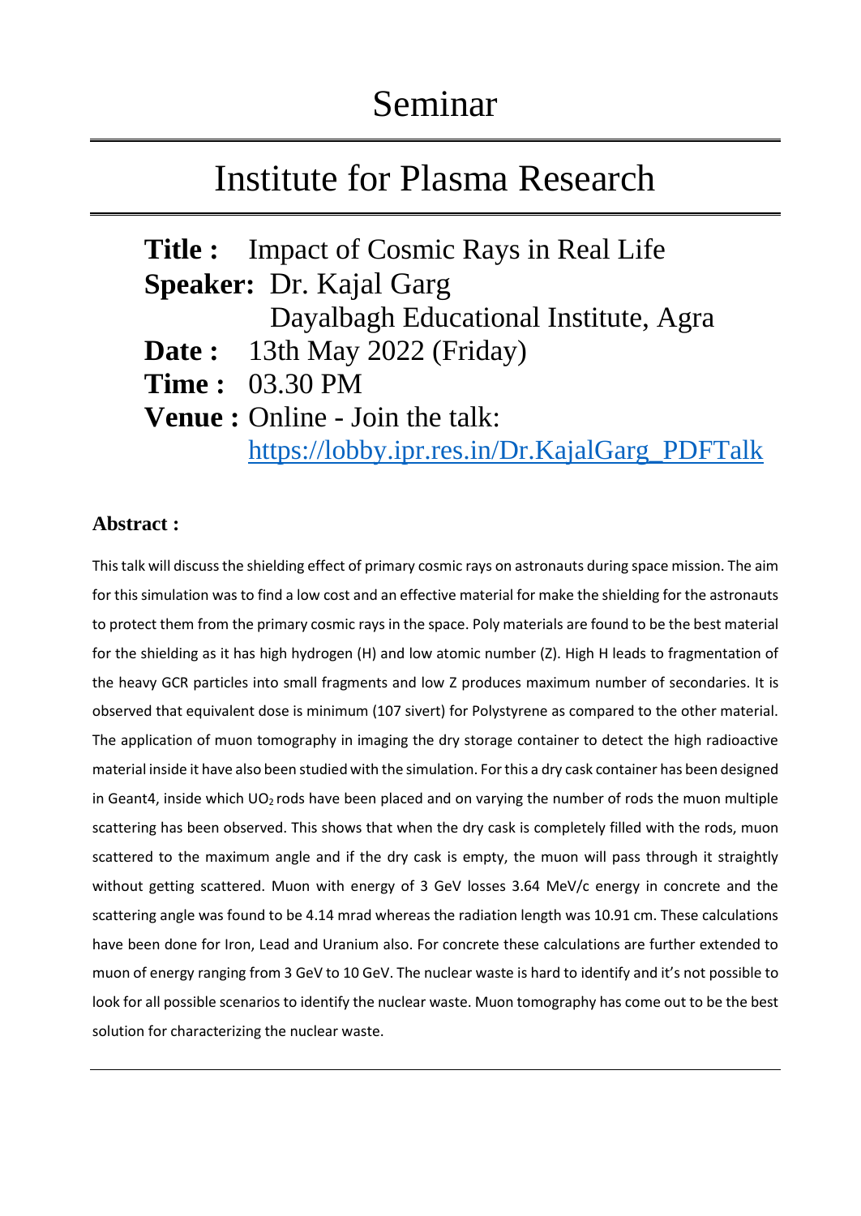# Seminar

# Institute for Plasma Research

**Title :** Impact of Cosmic Rays in Real Life
**Speaker:** Dr. Kajal Garg
Dayalbagh Educational Institute, Agra
**Date :** 13th May 2022 (Friday)
**Time :** 03.30 PM
**Venue :** Online - Join the talk:
https://lobby.ipr.res.in/Dr.KajalGarg_PDFTalk

**Abstract :**

This talk will discuss the shielding effect of primary cosmic rays on astronauts during space mission. The aim for this simulation was to find a low cost and an effective material for make the shielding for the astronauts to protect them from the primary cosmic rays in the space. Poly materials are found to be the best material for the shielding as it has high hydrogen (H) and low atomic number (Z). High H leads to fragmentation of the heavy GCR particles into small fragments and low Z produces maximum number of secondaries. It is observed that equivalent dose is minimum (107 sivert) for Polystyrene as compared to the other material. The application of muon tomography in imaging the dry storage container to detect the high radioactive material inside it have also been studied with the simulation. For this a dry cask container has been designed in Geant4, inside which $UO_2$ rods have been placed and on varying the number of rods the muon multiple scattering has been observed. This shows that when the dry cask is completely filled with the rods, muon scattered to the maximum angle and if the dry cask is empty, the muon will pass through it straightly without getting scattered. Muon with energy of 3 GeV losses 3.64 MeV/c energy in concrete and the scattering angle was found to be 4.14 mrad whereas the radiation length was 10.91 cm. These calculations have been done for Iron, Lead and Uranium also. For concrete these calculations are further extended to muon of energy ranging from 3 GeV to 10 GeV. The nuclear waste is hard to identify and it's not possible to look for all possible scenarios to identify the nuclear waste. Muon tomography has come out to be the best solution for characterizing the nuclear waste.